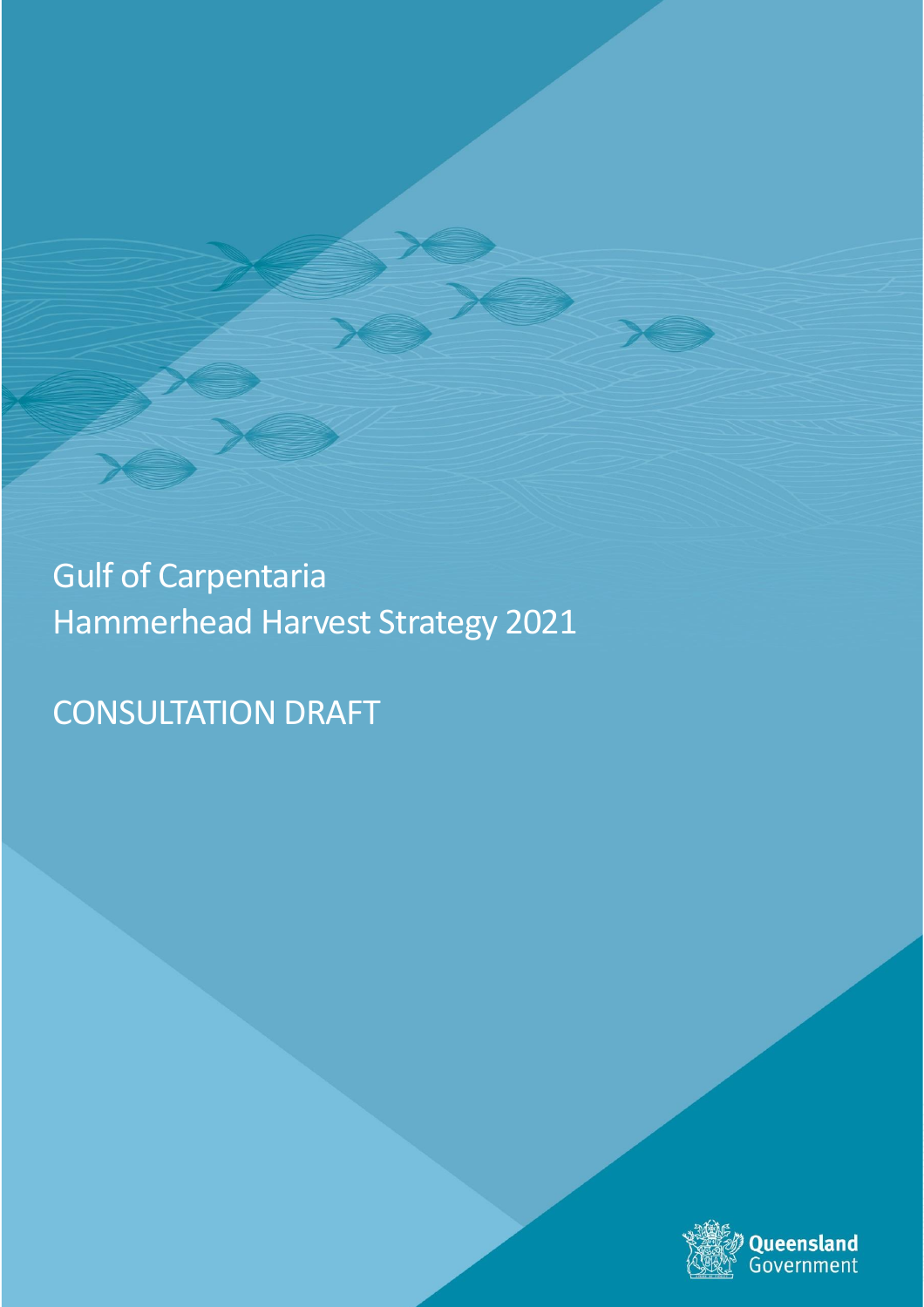# Gulf of Carpentaria Hammerhead Harvest Strategy 2021

## CONSULTATION DRAFT

Queensland Government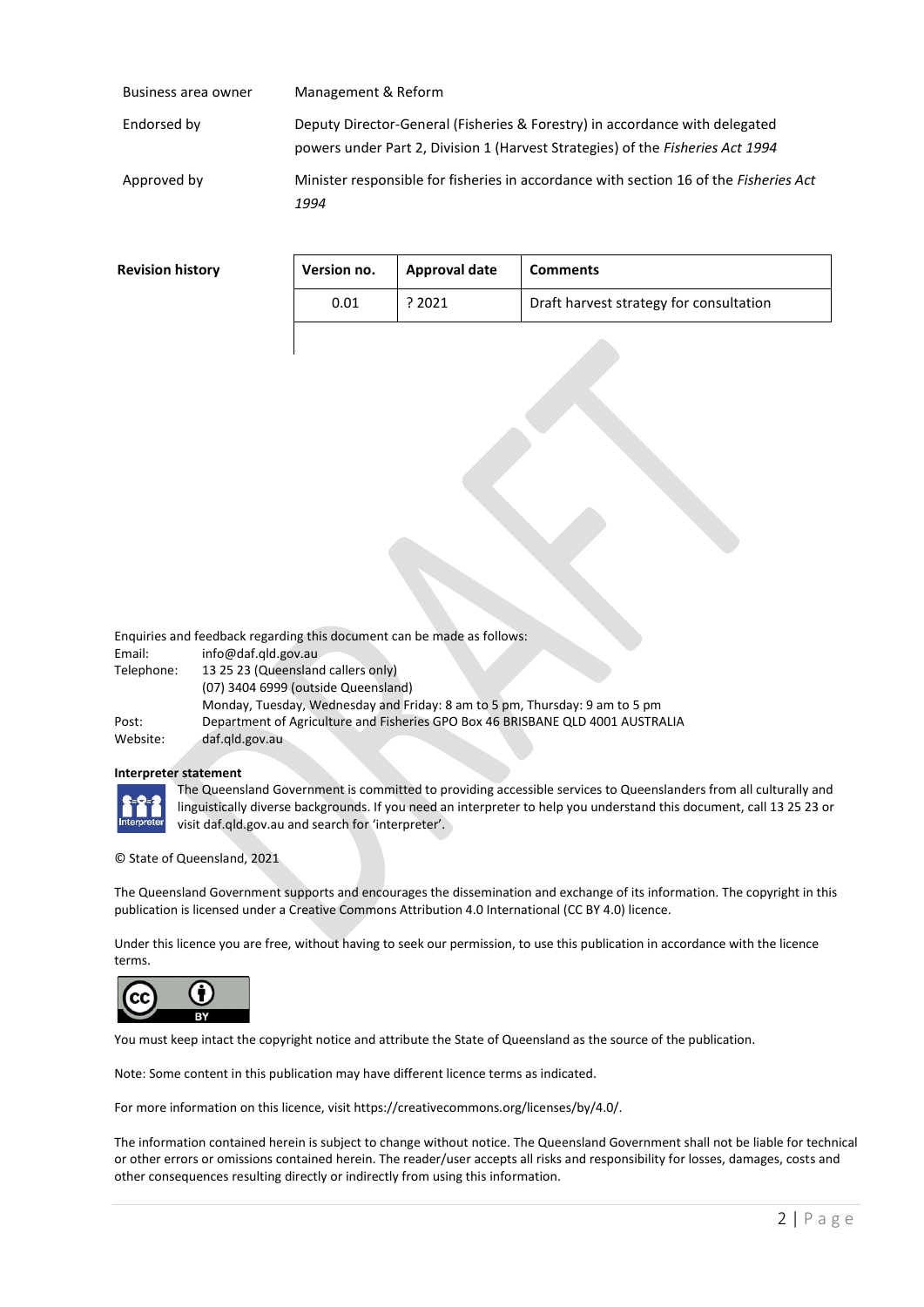| | |
|---|---|
| Business area owner | Management & Reform |
| Endorsed by | Deputy Director-General (Fisheries & Forestry) in accordance with delegated powers under Part 2, Division 1 (Harvest Strategies) of the *Fisheries Act 1994* |
| Approved by | Minister responsible for fisheries in accordance with section 16 of the *Fisheries Act 1994* |

**Revision history**

| Version no. | Approval date | Comments |
|---|---|---|
| 0.01 | ? 2021 | Draft harvest strategy for consultation |

Enquiries and feedback regarding this document can be made as follows:

Email: info@daf.qld.gov.au
Telephone: 13 25 23 (Queensland callers only)
(07) 3404 6999 (outside Queensland)
Monday, Tuesday, Wednesday and Friday: 8 am to 5 pm, Thursday: 9 am to 5 pm
Post: Department of Agriculture and Fisheries GPO Box 46 BRISBANE QLD 4001 AUSTRALIA
Website: daf.qld.gov.au

**Interpreter statement**

The Queensland Government is committed to providing accessible services to Queenslanders from all culturally and linguistically diverse backgrounds. If you need an interpreter to help you understand this document, call 13 25 23 or visit daf.qld.gov.au and search for 'interpreter'.

© State of Queensland, 2021

The Queensland Government supports and encourages the dissemination and exchange of its information. The copyright in this publication is licensed under a Creative Commons Attribution 4.0 International (CC BY 4.0) licence.

Under this licence you are free, without having to seek our permission, to use this publication in accordance with the licence terms.

You must keep intact the copyright notice and attribute the State of Queensland as the source of the publication.

Note: Some content in this publication may have different licence terms as indicated.

For more information on this licence, visit https://creativecommons.org/licenses/by/4.0/.

The information contained herein is subject to change without notice. The Queensland Government shall not be liable for technical or other errors or omissions contained herein. The reader/user accepts all risks and responsibility for losses, damages, costs and other consequences resulting directly or indirectly from using this information.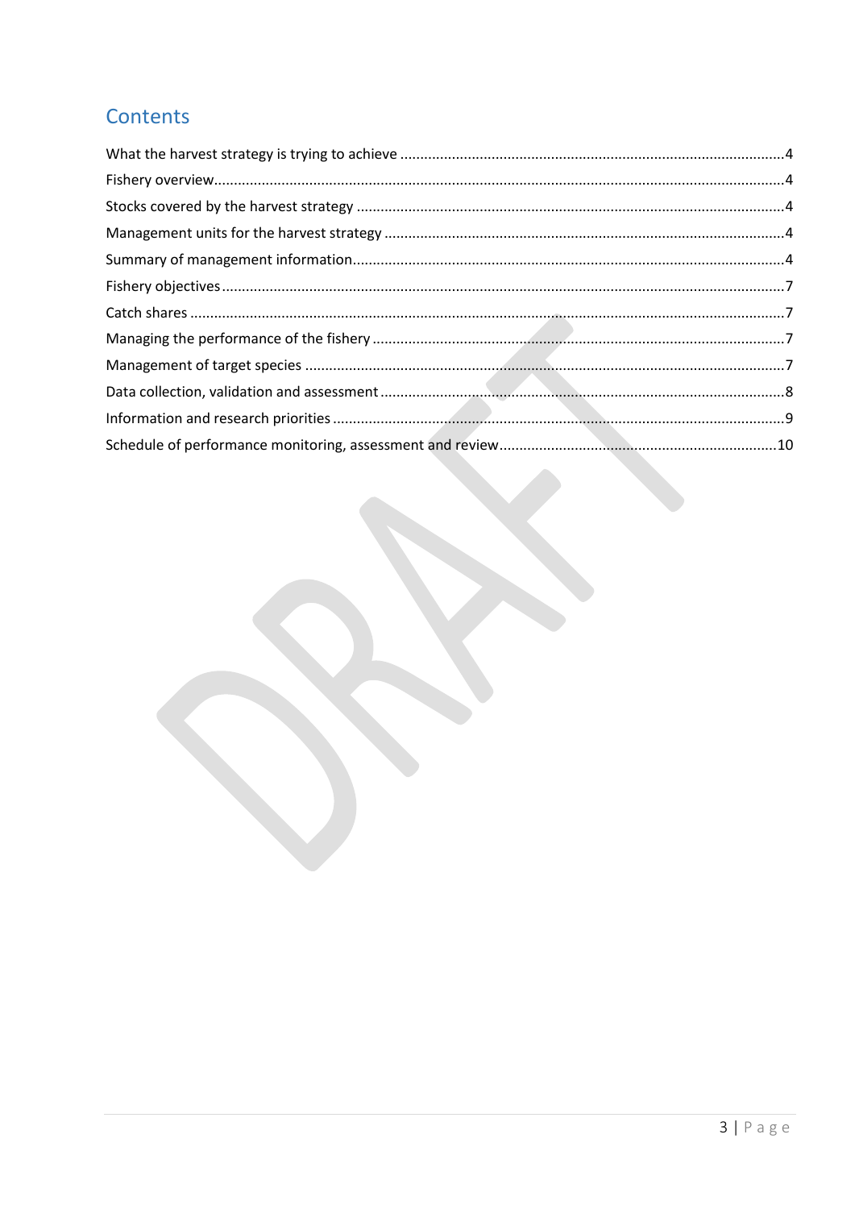# Contents

What the harvest strategy is trying to achieve ........................................................................................4
Fishery overview........................................................................................................................................4
Stocks covered by the harvest strategy ....................................................................................................4
Management units for the harvest strategy .............................................................................................4
Summary of management information.....................................................................................................4
Fishery objectives.......................................................................................................................................7
Catch shares ...............................................................................................................................................7
Managing the performance of the fishery ................................................................................................7
Management of target species ..................................................................................................................7
Data collection, validation and assessment...............................................................................................8
Information and research priorities ..........................................................................................................9
Schedule of performance monitoring, assessment and review...............................................................10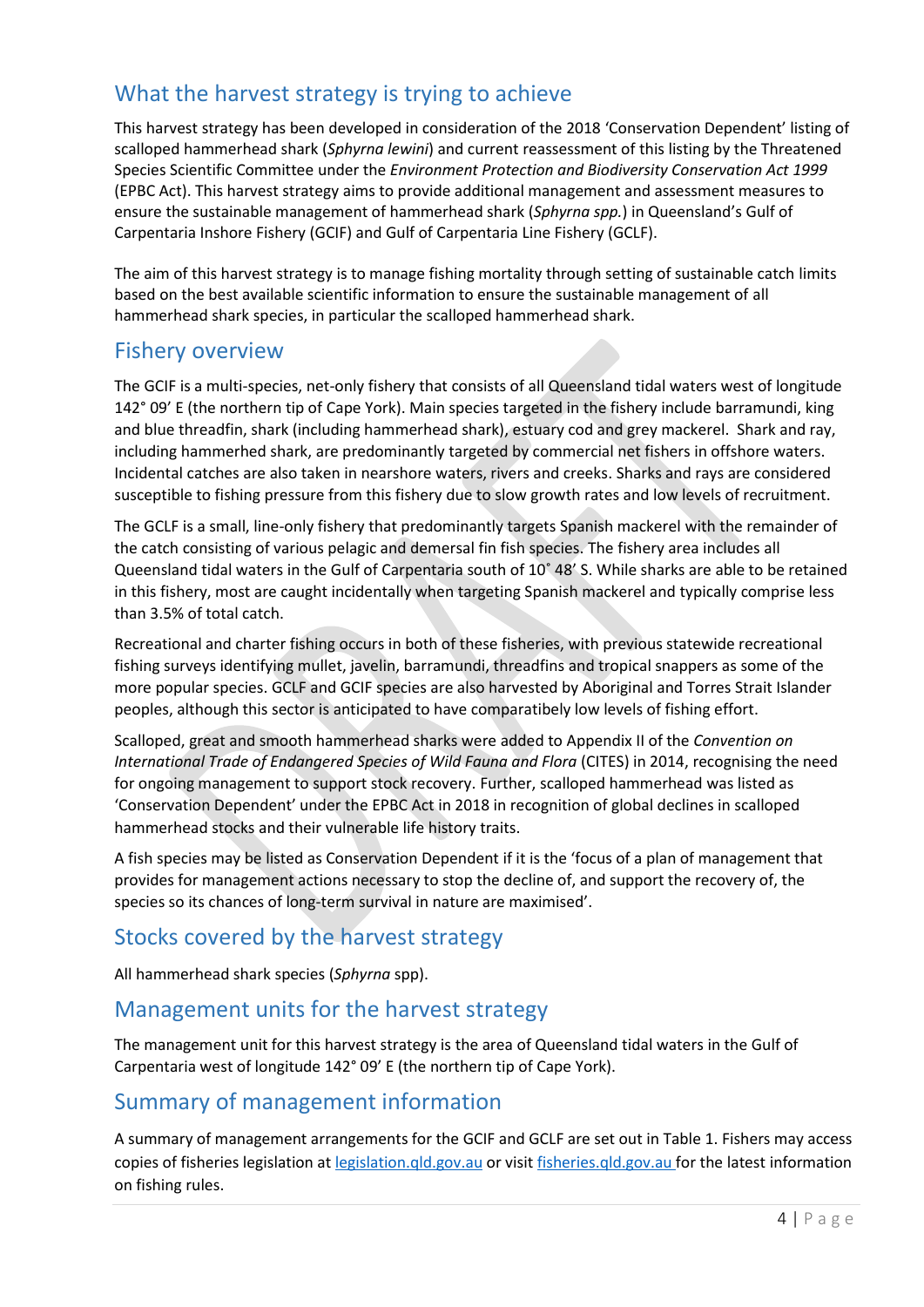## What the harvest strategy is trying to achieve

This harvest strategy has been developed in consideration of the 2018 'Conservation Dependent' listing of scalloped hammerhead shark (*Sphyrna lewini*) and current reassessment of this listing by the Threatened Species Scientific Committee under the *Environment Protection and Biodiversity Conservation Act 1999* (EPBC Act). This harvest strategy aims to provide additional management and assessment measures to ensure the sustainable management of hammerhead shark (*Sphyrna spp.*) in Queensland's Gulf of Carpentaria Inshore Fishery (GCIF) and Gulf of Carpentaria Line Fishery (GCLF).

The aim of this harvest strategy is to manage fishing mortality through setting of sustainable catch limits based on the best available scientific information to ensure the sustainable management of all hammerhead shark species, in particular the scalloped hammerhead shark.

## Fishery overview

The GCIF is a multi-species, net-only fishery that consists of all Queensland tidal waters west of longitude 142° 09' E (the northern tip of Cape York). Main species targeted in the fishery include barramundi, king and blue threadfin, shark (including hammerhead shark), estuary cod and grey mackerel. Shark and ray, including hammerhed shark, are predominantly targeted by commercial net fishers in offshore waters. Incidental catches are also taken in nearshore waters, rivers and creeks. Sharks and rays are considered susceptible to fishing pressure from this fishery due to slow growth rates and low levels of recruitment.

The GCLF is a small, line-only fishery that predominantly targets Spanish mackerel with the remainder of the catch consisting of various pelagic and demersal fin fish species. The fishery area includes all Queensland tidal waters in the Gulf of Carpentaria south of 10° 48' S. While sharks are able to be retained in this fishery, most are caught incidentally when targeting Spanish mackerel and typically comprise less than 3.5% of total catch.

Recreational and charter fishing occurs in both of these fisheries, with previous statewide recreational fishing surveys identifying mullet, javelin, barramundi, threadfins and tropical snappers as some of the more popular species. GCLF and GCIF species are also harvested by Aboriginal and Torres Strait Islander peoples, although this sector is anticipated to have comparatibely low levels of fishing effort.

Scalloped, great and smooth hammerhead sharks were added to Appendix II of the *Convention on International Trade of Endangered Species of Wild Fauna and Flora* (CITES) in 2014, recognising the need for ongoing management to support stock recovery. Further, scalloped hammerhead was listed as 'Conservation Dependent' under the EPBC Act in 2018 in recognition of global declines in scalloped hammerhead stocks and their vulnerable life history traits.

A fish species may be listed as Conservation Dependent if it is the 'focus of a plan of management that provides for management actions necessary to stop the decline of, and support the recovery of, the species so its chances of long-term survival in nature are maximised'.

## Stocks covered by the harvest strategy

All hammerhead shark species (*Sphyrna* spp).

## Management units for the harvest strategy

The management unit for this harvest strategy is the area of Queensland tidal waters in the Gulf of Carpentaria west of longitude 142° 09' E (the northern tip of Cape York).

## Summary of management information

A summary of management arrangements for the GCIF and GCLF are set out in Table 1. Fishers may access copies of fisheries legislation at legislation.qld.gov.au or visit fisheries.qld.gov.au for the latest information on fishing rules.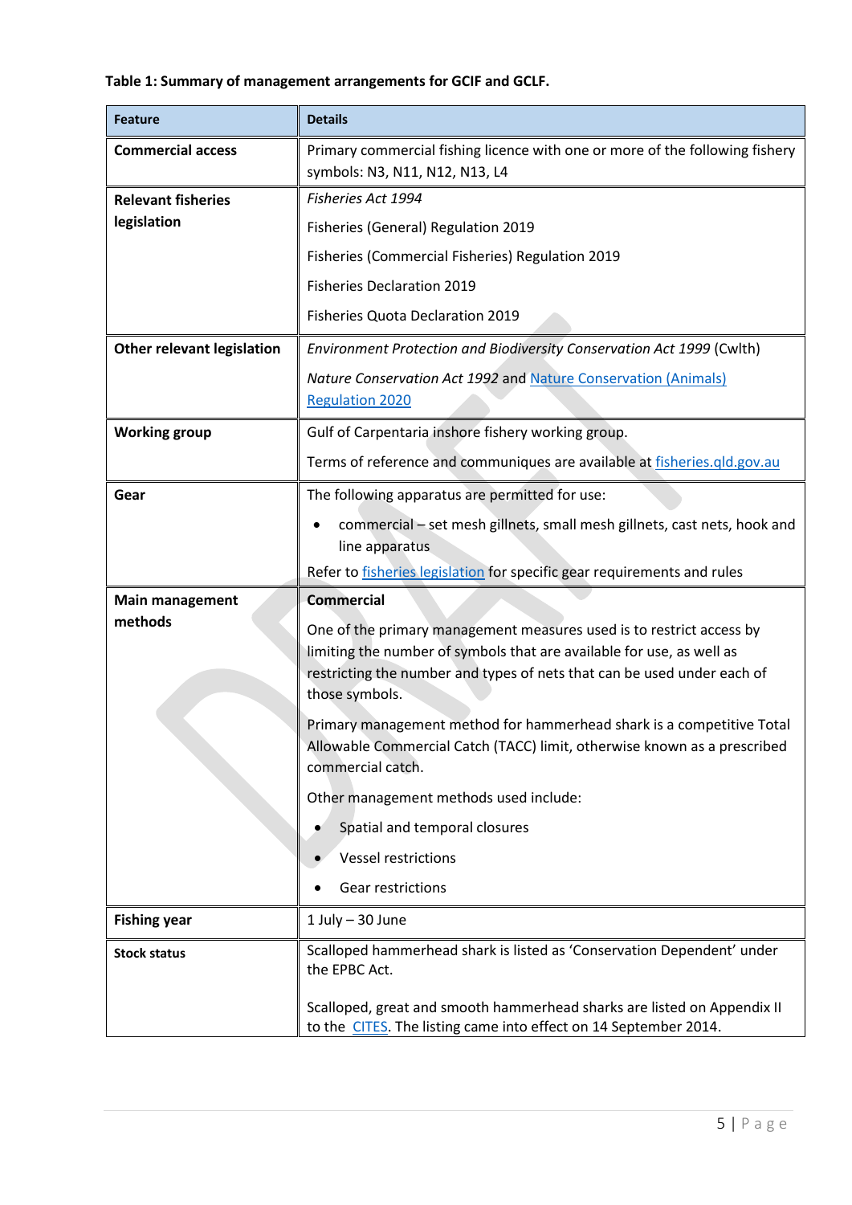**Table 1: Summary of management arrangements for GCIF and GCLF.**

| Feature | Details |
|---|---|
| **Commercial access** | Primary commercial fishing licence with one or more of the following fishery symbols: N3, N11, N12, N13, L4 |
| **Relevant fisheries legislation** | *Fisheries Act 1994*<br>Fisheries (General) Regulation 2019<br>Fisheries (Commercial Fisheries) Regulation 2019<br>Fisheries Declaration 2019<br>Fisheries Quota Declaration 2019 |
| **Other relevant legislation** | *Environment Protection and Biodiversity Conservation Act 1999* (Cwlth)<br>*Nature Conservation Act 1992* and Nature Conservation (Animals) Regulation 2020 |
| **Working group** | Gulf of Carpentaria inshore fishery working group.<br>Terms of reference and communiques are available at fisheries.qld.gov.au |
| **Gear** | The following apparatus are permitted for use:<br>• commercial – set mesh gillnets, small mesh gillnets, cast nets, hook and line apparatus<br>Refer to fisheries legislation for specific gear requirements and rules |
| **Main management methods** | **Commercial**<br>One of the primary management measures used is to restrict access by limiting the number of symbols that are available for use, as well as restricting the number and types of nets that can be used under each of those symbols.<br>Primary management method for hammerhead shark is a competitive Total Allowable Commercial Catch (TACC) limit, otherwise known as a prescribed commercial catch.<br>Other management methods used include:<br>• Spatial and temporal closures<br>• Vessel restrictions<br>• Gear restrictions |
| **Fishing year** | 1 July – 30 June |
| **Stock status** | Scalloped hammerhead shark is listed as 'Conservation Dependent' under the EPBC Act.<br>Scalloped, great and smooth hammerhead sharks are listed on Appendix II to the CITES. The listing came into effect on 14 September 2014. |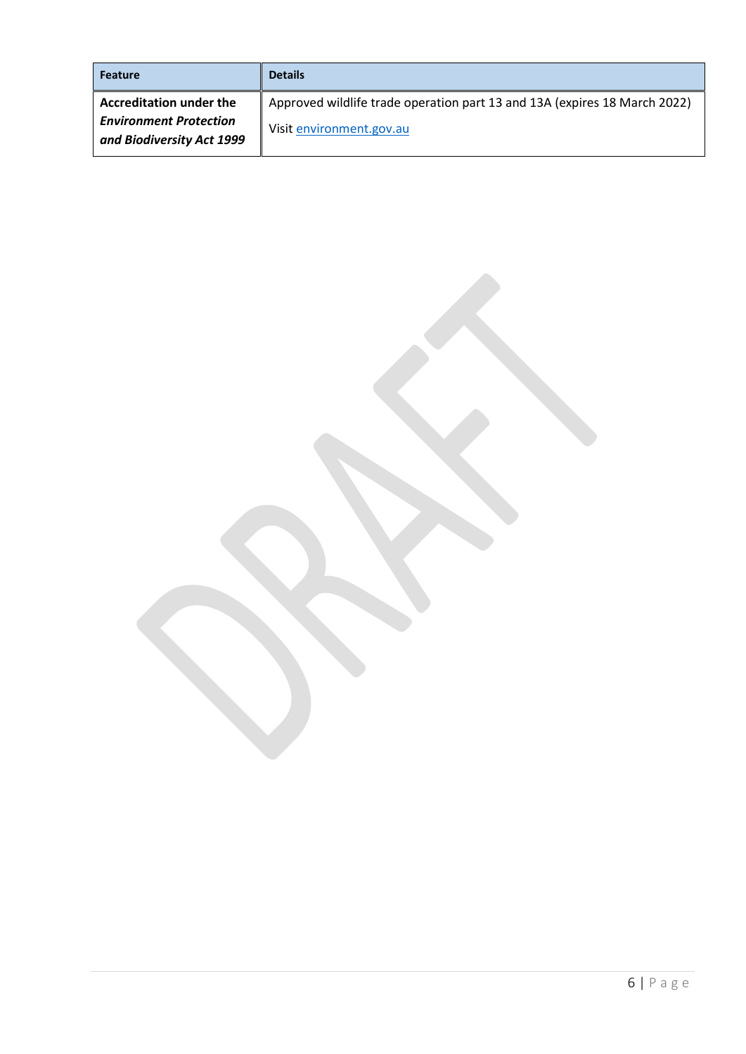| Feature | Details |
| --- | --- |
| **Accreditation under the *Environment Protection and Biodiversity Act 1999*** | Approved wildlife trade operation part 13 and 13A (expires 18 March 2022)<br>Visit environment.gov.au |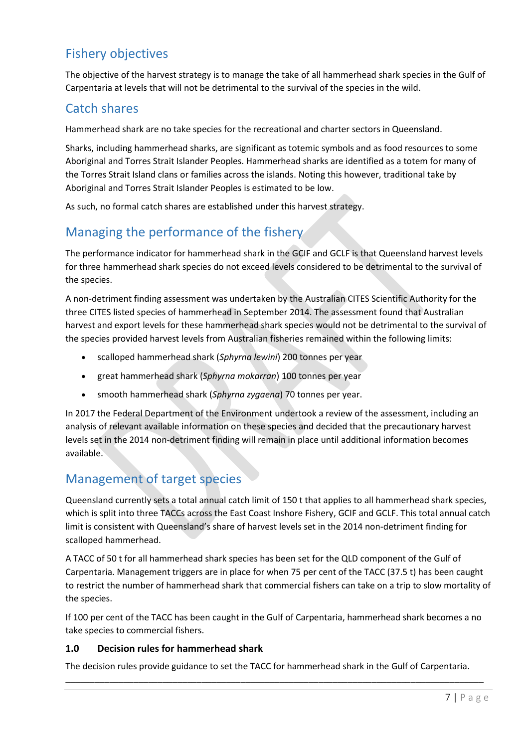## Fishery objectives

The objective of the harvest strategy is to manage the take of all hammerhead shark species in the Gulf of Carpentaria at levels that will not be detrimental to the survival of the species in the wild.

## Catch shares

Hammerhead shark are no take species for the recreational and charter sectors in Queensland.

Sharks, including hammerhead sharks, are significant as totemic symbols and as food resources to some Aboriginal and Torres Strait Islander Peoples. Hammerhead sharks are identified as a totem for many of the Torres Strait Island clans or families across the islands. Noting this however, traditional take by Aboriginal and Torres Strait Islander Peoples is estimated to be low.

As such, no formal catch shares are established under this harvest strategy.

## Managing the performance of the fishery

The performance indicator for hammerhead shark in the GCIF and GCLF is that Queensland harvest levels for three hammerhead shark species do not exceed levels considered to be detrimental to the survival of the species.

A non-detriment finding assessment was undertaken by the Australian CITES Scientific Authority for the three CITES listed species of hammerhead in September 2014. The assessment found that Australian harvest and export levels for these hammerhead shark species would not be detrimental to the survival of the species provided harvest levels from Australian fisheries remained within the following limits:

- scalloped hammerhead shark (*Sphyrna lewini*) 200 tonnes per year
- great hammerhead shark (*Sphyrna mokarran*) 100 tonnes per year
- smooth hammerhead shark (*Sphyrna zygaena*) 70 tonnes per year.

In 2017 the Federal Department of the Environment undertook a review of the assessment, including an analysis of relevant available information on these species and decided that the precautionary harvest levels set in the 2014 non-detriment finding will remain in place until additional information becomes available.

## Management of target species

Queensland currently sets a total annual catch limit of 150 t that applies to all hammerhead shark species, which is split into three TACCs across the East Coast Inshore Fishery, GCIF and GCLF. This total annual catch limit is consistent with Queensland's share of harvest levels set in the 2014 non-detriment finding for scalloped hammerhead.

A TACC of 50 t for all hammerhead shark species has been set for the QLD component of the Gulf of Carpentaria. Management triggers are in place for when 75 per cent of the TACC (37.5 t) has been caught to restrict the number of hammerhead shark that commercial fishers can take on a trip to slow mortality of the species.

If 100 per cent of the TACC has been caught in the Gulf of Carpentaria, hammerhead shark becomes a no take species to commercial fishers.

### 1.0 Decision rules for hammerhead shark

The decision rules provide guidance to set the TACC for hammerhead shark in the Gulf of Carpentaria.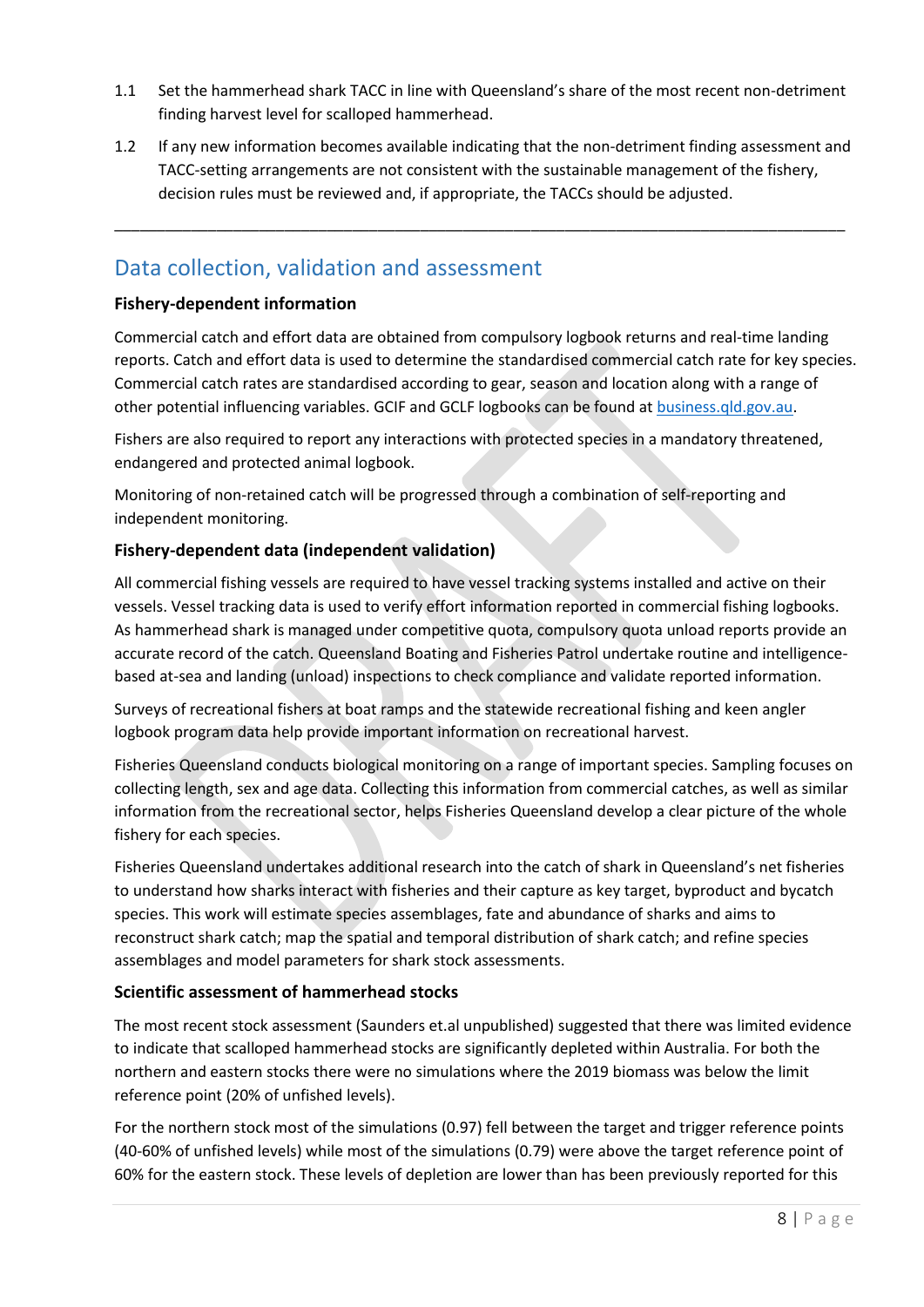1.1 Set the hammerhead shark TACC in line with Queensland's share of the most recent non-detriment finding harvest level for scalloped hammerhead.

1.2 If any new information becomes available indicating that the non-detriment finding assessment and TACC-setting arrangements are not consistent with the sustainable management of the fishery, decision rules must be reviewed and, if appropriate, the TACCs should be adjusted.

---

## Data collection, validation and assessment

### Fishery-dependent information

Commercial catch and effort data are obtained from compulsory logbook returns and real-time landing reports. Catch and effort data is used to determine the standardised commercial catch rate for key species. Commercial catch rates are standardised according to gear, season and location along with a range of other potential influencing variables. GCIF and GCLF logbooks can be found at business.qld.gov.au.

Fishers are also required to report any interactions with protected species in a mandatory threatened, endangered and protected animal logbook.

Monitoring of non-retained catch will be progressed through a combination of self-reporting and independent monitoring.

### Fishery-dependent data (independent validation)

All commercial fishing vessels are required to have vessel tracking systems installed and active on their vessels. Vessel tracking data is used to verify effort information reported in commercial fishing logbooks. As hammerhead shark is managed under competitive quota, compulsory quota unload reports provide an accurate record of the catch. Queensland Boating and Fisheries Patrol undertake routine and intelligence-based at-sea and landing (unload) inspections to check compliance and validate reported information.

Surveys of recreational fishers at boat ramps and the statewide recreational fishing and keen angler logbook program data help provide important information on recreational harvest.

Fisheries Queensland conducts biological monitoring on a range of important species. Sampling focuses on collecting length, sex and age data. Collecting this information from commercial catches, as well as similar information from the recreational sector, helps Fisheries Queensland develop a clear picture of the whole fishery for each species.

Fisheries Queensland undertakes additional research into the catch of shark in Queensland's net fisheries to understand how sharks interact with fisheries and their capture as key target, byproduct and bycatch species. This work will estimate species assemblages, fate and abundance of sharks and aims to reconstruct shark catch; map the spatial and temporal distribution of shark catch; and refine species assemblages and model parameters for shark stock assessments.

### Scientific assessment of hammerhead stocks

The most recent stock assessment (Saunders et.al unpublished) suggested that there was limited evidence to indicate that scalloped hammerhead stocks are significantly depleted within Australia. For both the northern and eastern stocks there were no simulations where the 2019 biomass was below the limit reference point (20% of unfished levels).

For the northern stock most of the simulations (0.97) fell between the target and trigger reference points (40-60% of unfished levels) while most of the simulations (0.79) were above the target reference point of 60% for the eastern stock. These levels of depletion are lower than has been previously reported for this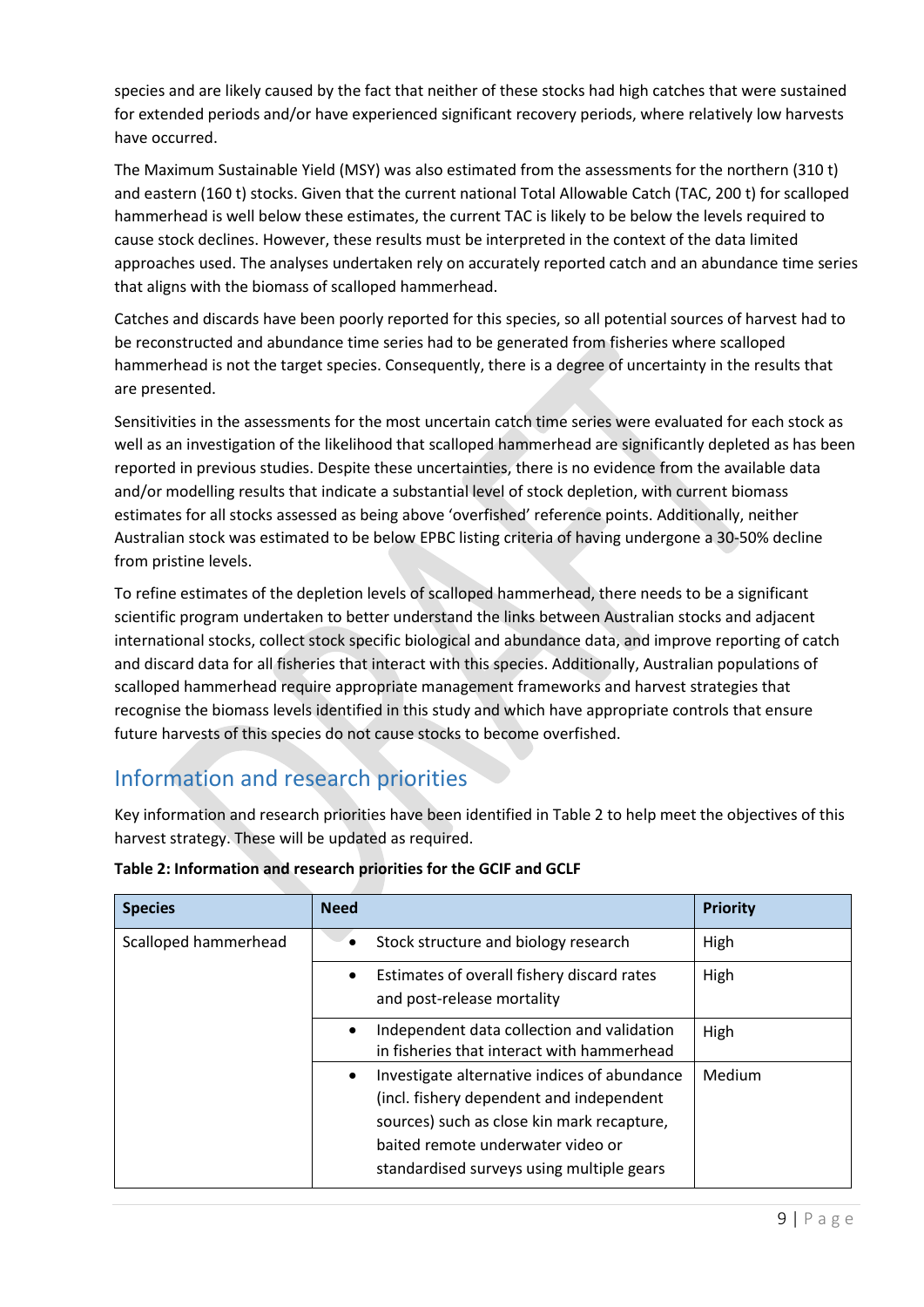species and are likely caused by the fact that neither of these stocks had high catches that were sustained for extended periods and/or have experienced significant recovery periods, where relatively low harvests have occurred.

The Maximum Sustainable Yield (MSY) was also estimated from the assessments for the northern (310 t) and eastern (160 t) stocks. Given that the current national Total Allowable Catch (TAC, 200 t) for scalloped hammerhead is well below these estimates, the current TAC is likely to be below the levels required to cause stock declines. However, these results must be interpreted in the context of the data limited approaches used. The analyses undertaken rely on accurately reported catch and an abundance time series that aligns with the biomass of scalloped hammerhead.

Catches and discards have been poorly reported for this species, so all potential sources of harvest had to be reconstructed and abundance time series had to be generated from fisheries where scalloped hammerhead is not the target species. Consequently, there is a degree of uncertainty in the results that are presented.

Sensitivities in the assessments for the most uncertain catch time series were evaluated for each stock as well as an investigation of the likelihood that scalloped hammerhead are significantly depleted as has been reported in previous studies. Despite these uncertainties, there is no evidence from the available data and/or modelling results that indicate a substantial level of stock depletion, with current biomass estimates for all stocks assessed as being above 'overfished' reference points. Additionally, neither Australian stock was estimated to be below EPBC listing criteria of having undergone a 30-50% decline from pristine levels.

To refine estimates of the depletion levels of scalloped hammerhead, there needs to be a significant scientific program undertaken to better understand the links between Australian stocks and adjacent international stocks, collect stock specific biological and abundance data, and improve reporting of catch and discard data for all fisheries that interact with this species. Additionally, Australian populations of scalloped hammerhead require appropriate management frameworks and harvest strategies that recognise the biomass levels identified in this study and which have appropriate controls that ensure future harvests of this species do not cause stocks to become overfished.

## Information and research priorities

Key information and research priorities have been identified in Table 2 to help meet the objectives of this harvest strategy. These will be updated as required.

**Table 2: Information and research priorities for the GCIF and GCLF**

| Species | Need | Priority |
|---|---|---|
| Scalloped hammerhead | • Stock structure and biology research | High |
| | • Estimates of overall fishery discard rates and post-release mortality | High |
| | • Independent data collection and validation in fisheries that interact with hammerhead | High |
| | • Investigate alternative indices of abundance (incl. fishery dependent and independent sources) such as close kin mark recapture, baited remote underwater video or standardised surveys using multiple gears | Medium |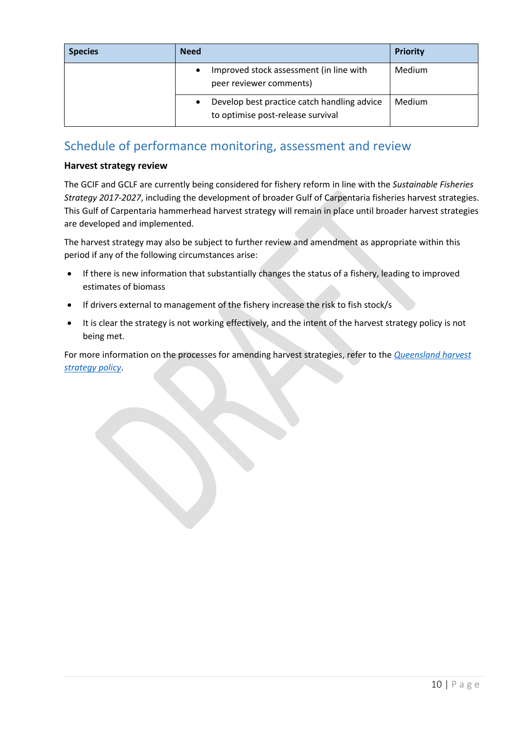| Species | Need | Priority |
|---|---|---|
| | • Improved stock assessment (in line with peer reviewer comments) | Medium |
| | • Develop best practice catch handling advice to optimise post-release survival | Medium |

## Schedule of performance monitoring, assessment and review

**Harvest strategy review**

The GCIF and GCLF are currently being considered for fishery reform in line with the *Sustainable Fisheries Strategy 2017-2027*, including the development of broader Gulf of Carpentaria fisheries harvest strategies. This Gulf of Carpentaria hammerhead harvest strategy will remain in place until broader harvest strategies are developed and implemented.

The harvest strategy may also be subject to further review and amendment as appropriate within this period if any of the following circumstances arise:

- If there is new information that substantially changes the status of a fishery, leading to improved estimates of biomass
- If drivers external to management of the fishery increase the risk to fish stock/s
- It is clear the strategy is not working effectively, and the intent of the harvest strategy policy is not being met.

For more information on the processes for amending harvest strategies, refer to the *Queensland harvest strategy policy*.